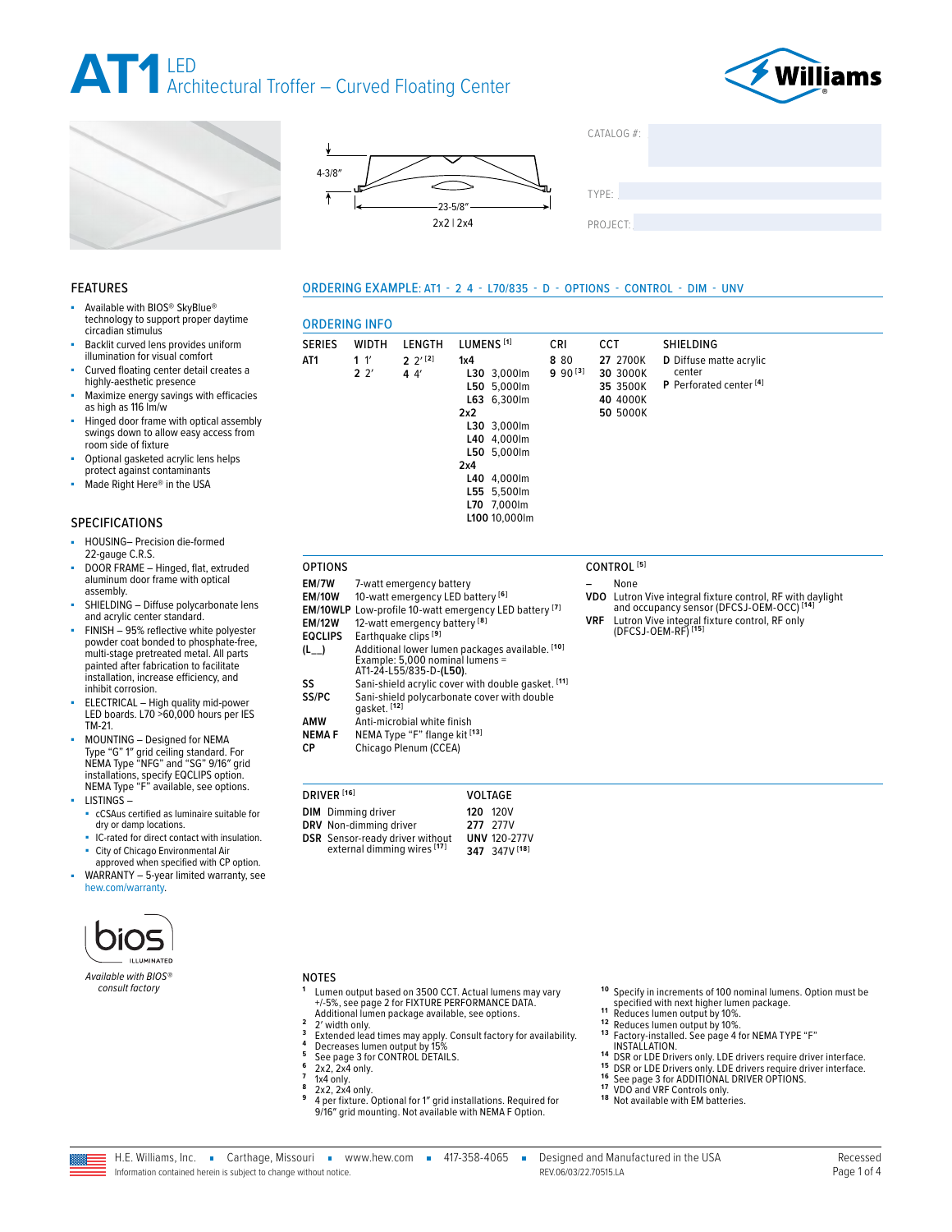# AT1 LED Architectural Troffer – Curved Floating Center

4-3/8″

23-5/8″

2x2 | 2x4

CATALOG #:

TYPE:

PROJECT:

## FEATURES

- Available with BIOS® SkyBlue® technology to support proper daytime circadian stimulus
- Backlit curved lens provides uniform illumination for visual comfort
- Curved floating center detail creates a highly-aesthetic presence
- Maximize energy savings with efficacies as high as 116 lm/w
- Hinged door frame with optical assembly swings down to allow easy access from room side of fixture
- Optional gasketed acrylic lens helps protect against contaminants
- Made Right Here® in the USA

## SPECIFICATIONS

- HOUSING– Precision die-formed 22-gauge C.R.S.
- DOOR FRAME – Hinged, flat, extruded aluminum door frame with optical assembly.
- SHIELDING – Diffuse polycarbonate lens and acrylic center standard.
- FINISH – 95% reflective white polyester powder coat bonded to phosphate-free, multi-stage pretreated metal. All parts painted after fabrication to facilitate installation, increase efficiency, and inhibit corrosion.
- ELECTRICAL – High quality mid-power LED boards. L70 >60,000 hours per IES TM-21.
- MOUNTING – Designed for NEMA Type "G" 1" grid ceiling standard. For NEMA Type "NFG" and "SG" 9/16" grid installations, specify EQCLIPS option. NEMA Type "F" available, see options.
- LISTINGS –
  - cCSAus certified as luminaire suitable for dry or damp locations.
  - IC-rated for direct contact with insulation.
  - City of Chicago Environmental Air approved when specified with CP option.
- WARRANTY – 5-year limited warranty, see hew.com/warranty.

bios ILLUMINATED

*Available with BIOS® consult factory*

## ORDERING EXAMPLE: AT1 - 2 4 - L70/835 - D - OPTIONS - CONTROL - DIM - UNV

## ORDERING INFO

| SERIES | WIDTH | LENGTH | LUMENS [1] | CRI | CCT | SHIELDING |
|---|---|---|---|---|---|---|
| **AT1** | **1** 1′ | **2** 2′ [2] | **1x4** | **8** 80 | **27** 2700K | **D** Diffuse matte acrylic center |
| | **2** 2′ | **4** 4′ | **L30** 3,000lm | **9** 90 [3] | **30** 3000K | **P** Perforated center [4] |
| | | | **L50** 5,000lm | | **35** 3500K | |
| | | | **L63** 6,300lm | | **40** 4000K | |
| | | | **2x2** | | **50** 5000K | |
| | | | **L30** 3,000lm | | | |
| | | | **L40** 4,000lm | | | |
| | | | **L50** 5,000lm | | | |
| | | | **2x4** | | | |
| | | | **L40** 4,000lm | | | |
| | | | **L55** 5,500lm | | | |
| | | | **L70** 7,000lm | | | |
| | | | **L100** 10,000lm | | | |

### OPTIONS

| | |
|---|---|
| **EM/7W** | 7-watt emergency battery |
| **EM/10W** | 10-watt emergency LED battery [6] |
| **EM/10WLP** | Low-profile 10-watt emergency LED battery [7] |
| **EM/12W** | 12-watt emergency battery [8] |
| **EQCLIPS** | Earthquake clips [9] |
| **(L__)** | Additional lower lumen packages available. [10] Example: 5,000 nominal lumens = AT1-24-L55/835-D-**(L50)**. |
| **SS** | Sani-shield acrylic cover with double gasket. [11] |
| **SS/PC** | Sani-shield polycarbonate cover with double gasket. [12] |
| **AMW** | Anti-microbial white finish |
| **NEMA F** | NEMA Type "F" flange kit [13] |
| **CP** | Chicago Plenum (CCEA) |

### CONTROL [5]

| | |
|---|---|
| **–** | None |
| **VDO** | Lutron Vive integral fixture control, RF with daylight and occupancy sensor (DFCSJ-OEM-OCC) [14] |
| **VRF** | Lutron Vive integral fixture control, RF only (DFCSJ-OEM-RF) [15] |

### DRIVER [16]

| | |
|---|---|
| **DIM** | Dimming driver |
| **DRV** | Non-dimming driver |
| **DSR** | Sensor-ready driver without external dimming wires [17] |

### VOLTAGE

| | |
|---|---|
| **120** | 120V |
| **277** | 277V |
| **UNV** | 120-277V |
| **347** | 347V [18] |

### NOTES

1. Lumen output based on 3500 CCT. Actual lumens may vary +/-5%, see page 2 for FIXTURE PERFORMANCE DATA. Additional lumen package available, see options.
2. 2′ width only.
3. Extended lead times may apply. Consult factory for availability.
4. Decreases lumen output by 15%
5. See page 3 for CONTROL DETAILS.
6. 2x2, 2x4 only.
7. 1x4 only.
8. 2x2, 2x4 only.
9. 4 per fixture. Optional for 1" grid installations. Required for 9/16" grid mounting. Not available with NEMA F Option.
10. Specify in increments of 100 nominal lumens. Option must be specified with next higher lumen package.
11. Reduces lumen output by 10%.
12. Reduces lumen output by 10%.
13. Factory-installed. See page 4 for NEMA TYPE "F" INSTALLATION.
14. DSR or LDE Drivers only. LDE drivers require driver interface.
15. DSR or LDE Drivers only. LDE drivers require driver interface.
16. See page 3 for ADDITIONAL DRIVER OPTIONS.
17. VDO and VRF Controls only.
18. Not available with EM batteries.

H.E. Williams, Inc. ▪ Carthage, Missouri ▪ www.hew.com ▪ 417-358-4065 ▪ Designed and Manufactured in the USA

Information contained herein is subject to change without notice. REV.06/03/22.70515.LA

Recessed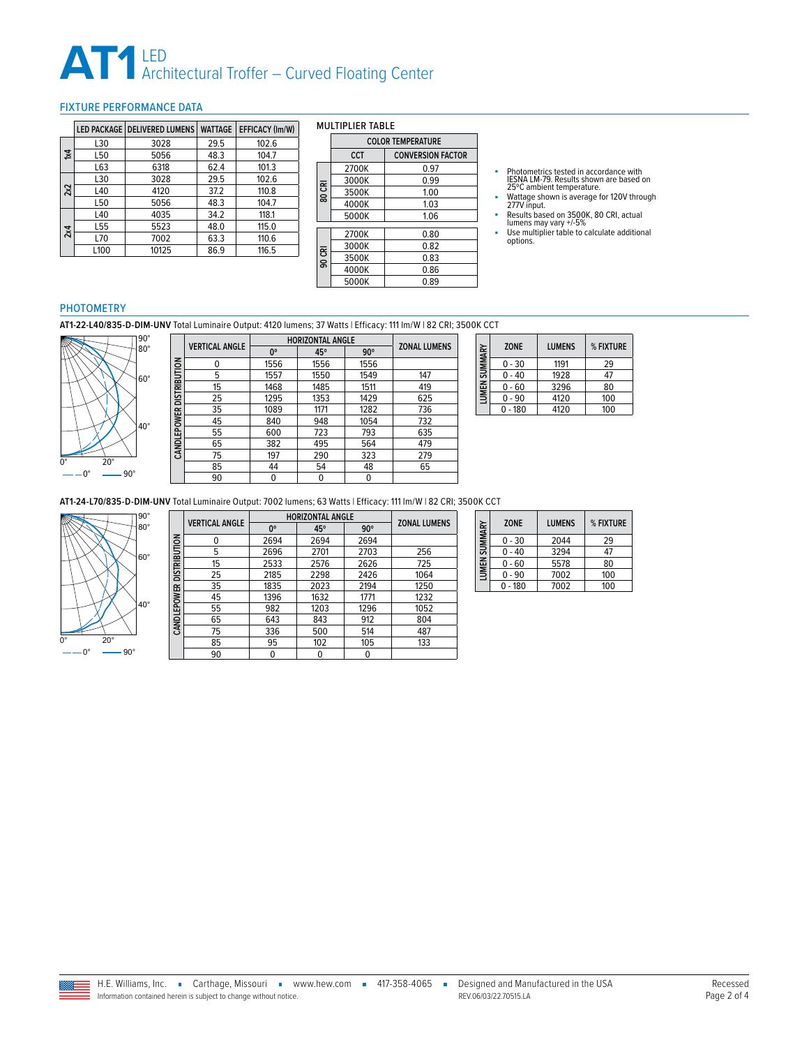# AT1 LED Architectural Troffer – Curved Floating Center

## FIXTURE PERFORMANCE DATA

| | LED PACKAGE | DELIVERED LUMENS | WATTAGE | EFFICACY (lm/W) |
|---|---|---|---|---|
| 1x4 | L30 | 3028 | 29.5 | 102.6 |
| | L50 | 5056 | 48.3 | 104.7 |
| | L63 | 6318 | 62.4 | 101.3 |
| 2x2 | L30 | 3028 | 29.5 | 102.6 |
| | L40 | 4120 | 37.2 | 110.8 |
| | L50 | 5056 | 48.3 | 104.7 |
| 2x4 | L40 | 4035 | 34.2 | 118.1 |
| | L55 | 5523 | 48.0 | 115.0 |
| | L70 | 7002 | 63.3 | 110.6 |
| | L100 | 10125 | 86.9 | 116.5 |

### MULTIPLIER TABLE

| | COLOR TEMPERATURE | |
|---|---|---|
| | CCT | CONVERSION FACTOR |
| 80 CRI | 2700K | 0.97 |
| | 3000K | 0.99 |
| | 3500K | 1.00 |
| | 4000K | 1.03 |
| | 5000K | 1.06 |
| 90 CRI | 2700K | 0.80 |
| | 3000K | 0.82 |
| | 3500K | 0.83 |
| | 4000K | 0.86 |
| | 5000K | 0.89 |

- Photometrics tested in accordance with IESNA LM-79. Results shown are based on 25°C ambient temperature.
- Wattage shown is average for 120V through 277V input.
- Results based on 3500K, 80 CRI, actual lumens may vary +/-5%
- Use multiplier table to calculate additional options.

## PHOTOMETRY

**AT1-22-L40/835-D-DIM-UNV** Total Luminaire Output: 4120 lumens; 37 Watts | Efficacy: 111 lm/W | 82 CRI; 3500K CCT

**CANDLEPOWER DISTRIBUTION**

| VERTICAL ANGLE | HORIZONTAL ANGLE 0° | 45° | 90° | ZONAL LUMENS |
|---|---|---|---|---|
| 0 | 1556 | 1556 | 1556 | |
| 5 | 1557 | 1550 | 1549 | 147 |
| 15 | 1468 | 1485 | 1511 | 419 |
| 25 | 1295 | 1353 | 1429 | 625 |
| 35 | 1089 | 1171 | 1282 | 736 |
| 45 | 840 | 948 | 1054 | 732 |
| 55 | 600 | 723 | 793 | 635 |
| 65 | 382 | 495 | 564 | 479 |
| 75 | 197 | 290 | 323 | 279 |
| 85 | 44 | 54 | 48 | 65 |
| 90 | 0 | 0 | 0 | |

**LUMEN SUMMARY**

| ZONE | LUMENS | % FIXTURE |
|---|---|---|
| 0 - 30 | 1191 | 29 |
| 0 - 40 | 1928 | 47 |
| 0 - 60 | 3296 | 80 |
| 0 - 90 | 4120 | 100 |
| 0 - 180 | 4120 | 100 |

**AT1-24-L70/835-D-DIM-UNV** Total Luminaire Output: 7002 lumens; 63 Watts | Efficacy: 111 lm/W | 82 CRI; 3500K CCT

**CANDLEPOWER DISTRIBUTION**

| VERTICAL ANGLE | HORIZONTAL ANGLE 0° | 45° | 90° | ZONAL LUMENS |
|---|---|---|---|---|
| 0 | 2694 | 2694 | 2694 | |
| 5 | 2696 | 2701 | 2703 | 256 |
| 15 | 2533 | 2576 | 2626 | 725 |
| 25 | 2185 | 2298 | 2426 | 1064 |
| 35 | 1835 | 2023 | 2194 | 1250 |
| 45 | 1396 | 1632 | 1771 | 1232 |
| 55 | 982 | 1203 | 1296 | 1052 |
| 65 | 643 | 843 | 912 | 804 |
| 75 | 336 | 500 | 514 | 487 |
| 85 | 95 | 102 | 105 | 133 |
| 90 | 0 | 0 | 0 | |

**LUMEN SUMMARY**

| ZONE | LUMENS | % FIXTURE |
|---|---|---|
| 0 - 30 | 2044 | 29 |
| 0 - 40 | 3294 | 47 |
| 0 - 60 | 5578 | 80 |
| 0 - 90 | 7002 | 100 |
| 0 - 180 | 7002 | 100 |

H.E. Williams, Inc. ▪ Carthage, Missouri ▪ www.hew.com ▪ 417-358-4065 ▪ Designed and Manufactured in the USA

Information contained herein is subject to change without notice. REV.06/03/22.70515.LA

Recessed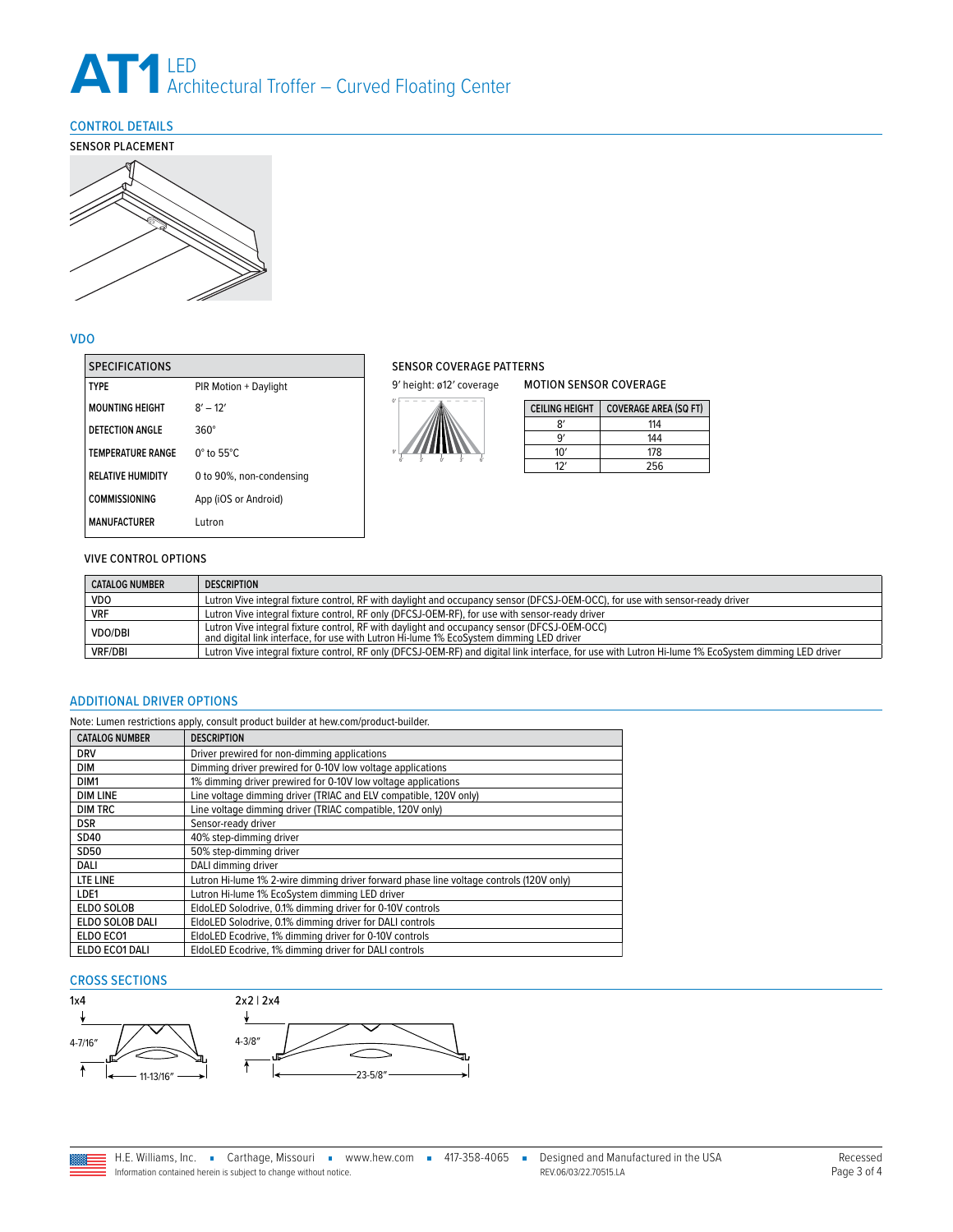# AT1 LED Architectural Troffer – Curved Floating Center

## CONTROL DETAILS

### SENSOR PLACEMENT

## VDO

| SPECIFICATIONS | |
|---|---|
| TYPE | PIR Motion + Daylight |
| MOUNTING HEIGHT | 8′ – 12′ |
| DETECTION ANGLE | 360° |
| TEMPERATURE RANGE | 0° to 55°C |
| RELATIVE HUMIDITY | 0 to 90%, non-condensing |
| COMMISSIONING | App (iOS or Android) |
| MANUFACTURER | Lutron |

### SENSOR COVERAGE PATTERNS

9′ height: ø12′ coverage

### MOTION SENSOR COVERAGE

| CEILING HEIGHT | COVERAGE AREA (SQ FT) |
|---|---|
| 8′ | 114 |
| 9′ | 144 |
| 10′ | 178 |
| 12′ | 256 |

### VIVE CONTROL OPTIONS

| CATALOG NUMBER | DESCRIPTION |
|---|---|
| VDO | Lutron Vive integral fixture control, RF with daylight and occupancy sensor (DFCSJ-OEM-OCC), for use with sensor-ready driver |
| VRF | Lutron Vive integral fixture control, RF only (DFCSJ-OEM-RF), for use with sensor-ready driver |
| VDO/DBI | Lutron Vive integral fixture control, RF with daylight and occupancy sensor (DFCSJ-OEM-OCC) and digital link interface, for use with Lutron Hi-lume 1% EcoSystem dimming LED driver |
| VRF/DBI | Lutron Vive integral fixture control, RF only (DFCSJ-OEM-RF) and digital link interface, for use with Lutron Hi-lume 1% EcoSystem dimming LED driver |

## ADDITIONAL DRIVER OPTIONS

Note: Lumen restrictions apply, consult product builder at hew.com/product-builder.

| CATALOG NUMBER | DESCRIPTION |
|---|---|
| DRV | Driver prewired for non-dimming applications |
| DIM | Dimming driver prewired for 0-10V low voltage applications |
| DIM1 | 1% dimming driver prewired for 0-10V low voltage applications |
| DIM LINE | Line voltage dimming driver (TRIAC and ELV compatible, 120V only) |
| DIM TRC | Line voltage dimming driver (TRIAC compatible, 120V only) |
| DSR | Sensor-ready driver |
| SD40 | 40% step-dimming driver |
| SD50 | 50% step-dimming driver |
| DALI | DALI dimming driver |
| LTE LINE | Lutron Hi-lume 1% 2-wire dimming driver forward phase line voltage controls (120V only) |
| LDE1 | Lutron Hi-lume 1% EcoSystem dimming LED driver |
| ELDO SOLOB | EldoLED Solodrive, 0.1% dimming driver for 0-10V controls |
| ELDO SOLOB DALI | EldoLED Solodrive, 0.1% dimming driver for DALI controls |
| ELDO ECO1 | EldoLED Ecodrive, 1% dimming driver for 0-10V controls |
| ELDO ECO1 DALI | EldoLED Ecodrive, 1% dimming driver for DALI controls |

## CROSS SECTIONS

**1x4**

4-7/16″

11-13/16″

**2x2 | 2x4**

4-3/8″

23-5/8″

H.E. Williams, Inc. ▪ Carthage, Missouri ▪ www.hew.com ▪ 417-358-4065 ▪ Designed and Manufactured in the USA

Information contained herein is subject to change without notice.

REV.06/03/22.70515.LA

Recessed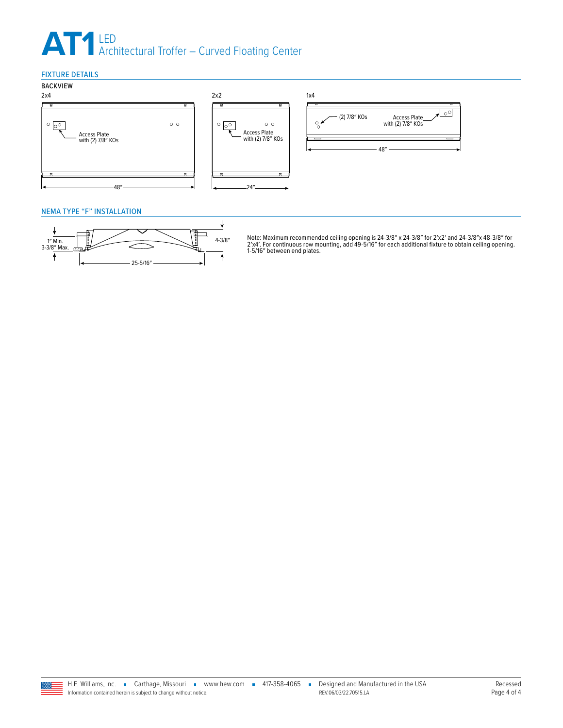# AT1 LED Architectural Troffer – Curved Floating Center

## FIXTURE DETAILS

### BACKVIEW

2x4

Access Plate with (2) 7/8" KOs

48"

2x2

Access Plate with (2) 7/8" KOs

24"

1x4

(2) 7/8" KOs

Access Plate with (2) 7/8" KOs

48"

## NEMA TYPE "F" INSTALLATION

1" Min.
3-3/8" Max.

4-3/8"

25-5/16"

Note: Maximum recommended ceiling opening is 24-3/8" x 24-3/8" for 2'x2' and 24-3/8"x 48-3/8" for 2'x4'. For continuous row mounting, add 49-5/16" for each additional fixture to obtain ceiling opening. 1-5/16" between end plates.

H.E. Williams, Inc. ▪ Carthage, Missouri ▪ www.hew.com ▪ 417-358-4065 ▪ Designed and Manufactured in the USA

Information contained herein is subject to change without notice.

REV.06/03/22.70515.LA

Recessed